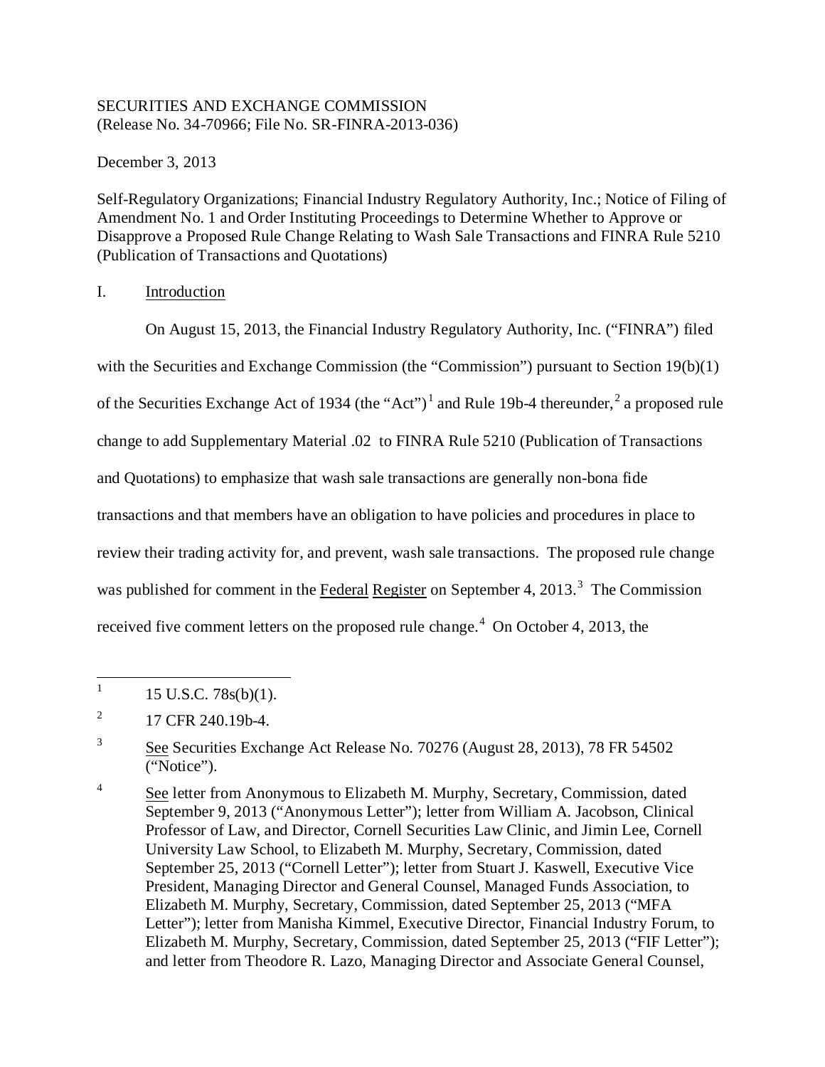SECURITIES AND EXCHANGE COMMISSION
(Release No. 34-70966; File No. SR-FINRA-2013-036)

December 3, 2013

Self-Regulatory Organizations; Financial Industry Regulatory Authority, Inc.; Notice of Filing of Amendment No. 1 and Order Instituting Proceedings to Determine Whether to Approve or Disapprove a Proposed Rule Change Relating to Wash Sale Transactions and FINRA Rule 5210 (Publication of Transactions and Quotations)

I. Introduction

On August 15, 2013, the Financial Industry Regulatory Authority, Inc. ("FINRA") filed with the Securities and Exchange Commission (the "Commission") pursuant to Section 19(b)(1) of the Securities Exchange Act of 1934 (the "Act")[1] and Rule 19b-4 thereunder,[2] a proposed rule change to add Supplementary Material .02 to FINRA Rule 5210 (Publication of Transactions and Quotations) to emphasize that wash sale transactions are generally non-bona fide transactions and that members have an obligation to have policies and procedures in place to review their trading activity for, and prevent, wash sale transactions. The proposed rule change was published for comment in the Federal Register on September 4, 2013.[3] The Commission received five comment letters on the proposed rule change.[4] On October 4, 2013, the

---

[1] 15 U.S.C. 78s(b)(1).

[2] 17 CFR 240.19b-4.

[3] See Securities Exchange Act Release No. 70276 (August 28, 2013), 78 FR 54502 ("Notice").

[4] See letter from Anonymous to Elizabeth M. Murphy, Secretary, Commission, dated September 9, 2013 ("Anonymous Letter"); letter from William A. Jacobson, Clinical Professor of Law, and Director, Cornell Securities Law Clinic, and Jimin Lee, Cornell University Law School, to Elizabeth M. Murphy, Secretary, Commission, dated September 25, 2013 ("Cornell Letter"); letter from Stuart J. Kaswell, Executive Vice President, Managing Director and General Counsel, Managed Funds Association, to Elizabeth M. Murphy, Secretary, Commission, dated September 25, 2013 ("MFA Letter"); letter from Manisha Kimmel, Executive Director, Financial Industry Forum, to Elizabeth M. Murphy, Secretary, Commission, dated September 25, 2013 ("FIF Letter"); and letter from Theodore R. Lazo, Managing Director and Associate General Counsel,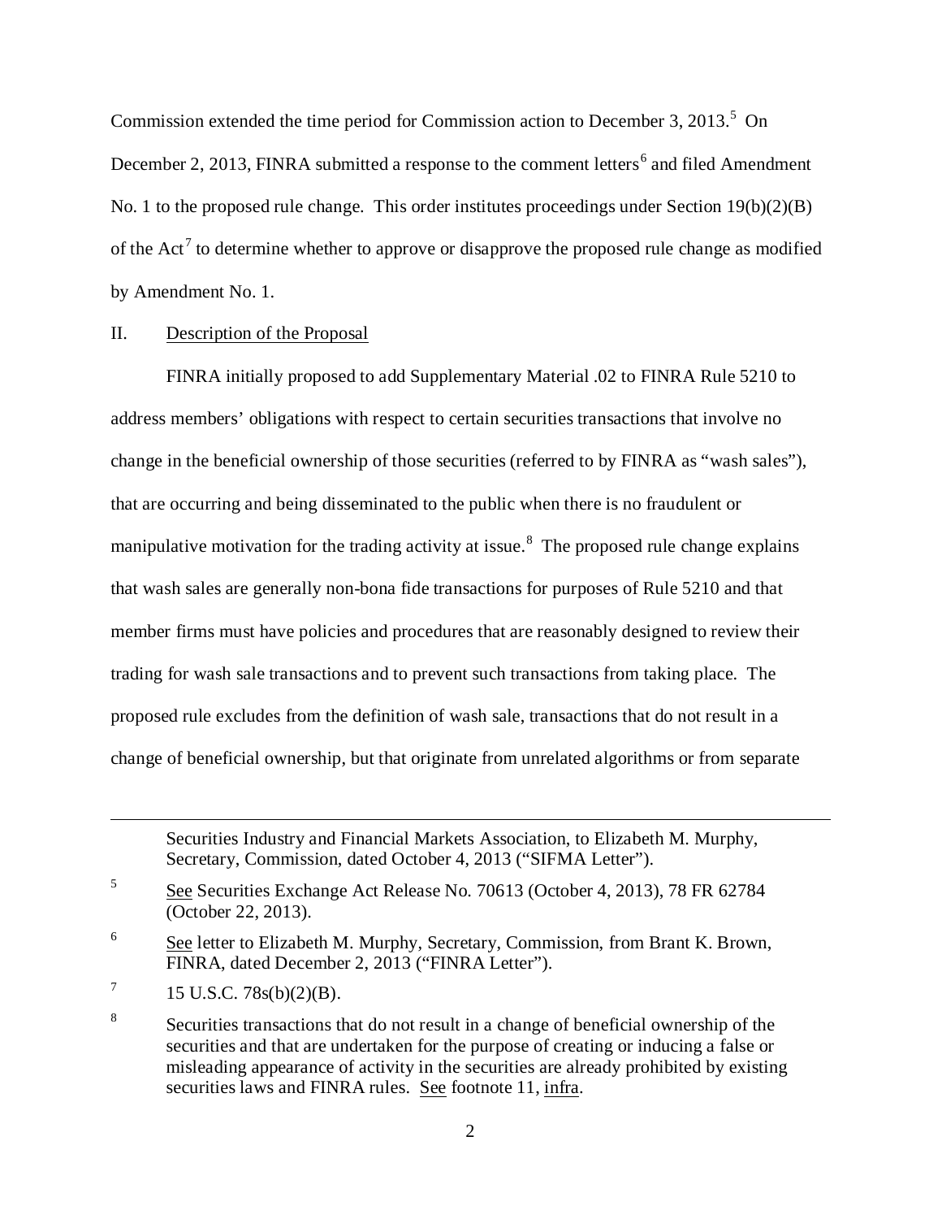Commission extended the time period for Commission action to December 3, 2013.[5] On December 2, 2013, FINRA submitted a response to the comment letters[6] and filed Amendment No. 1 to the proposed rule change. This order institutes proceedings under Section 19(b)(2)(B) of the Act[7] to determine whether to approve or disapprove the proposed rule change as modified by Amendment No. 1.

## II. Description of the Proposal

FINRA initially proposed to add Supplementary Material .02 to FINRA Rule 5210 to address members' obligations with respect to certain securities transactions that involve no change in the beneficial ownership of those securities (referred to by FINRA as "wash sales"), that are occurring and being disseminated to the public when there is no fraudulent or manipulative motivation for the trading activity at issue.[8] The proposed rule change explains that wash sales are generally non-bona fide transactions for purposes of Rule 5210 and that member firms must have policies and procedures that are reasonably designed to review their trading for wash sale transactions and to prevent such transactions from taking place. The proposed rule excludes from the definition of wash sale, transactions that do not result in a change of beneficial ownership, but that originate from unrelated algorithms or from separate

---

Securities Industry and Financial Markets Association, to Elizabeth M. Murphy, Secretary, Commission, dated October 4, 2013 ("SIFMA Letter").

[5] See Securities Exchange Act Release No. 70613 (October 4, 2013), 78 FR 62784 (October 22, 2013).

[6] See letter to Elizabeth M. Murphy, Secretary, Commission, from Brant K. Brown, FINRA, dated December 2, 2013 ("FINRA Letter").

[7] 15 U.S.C. 78s(b)(2)(B).

[8] Securities transactions that do not result in a change of beneficial ownership of the securities and that are undertaken for the purpose of creating or inducing a false or misleading appearance of activity in the securities are already prohibited by existing securities laws and FINRA rules. See footnote 11, infra.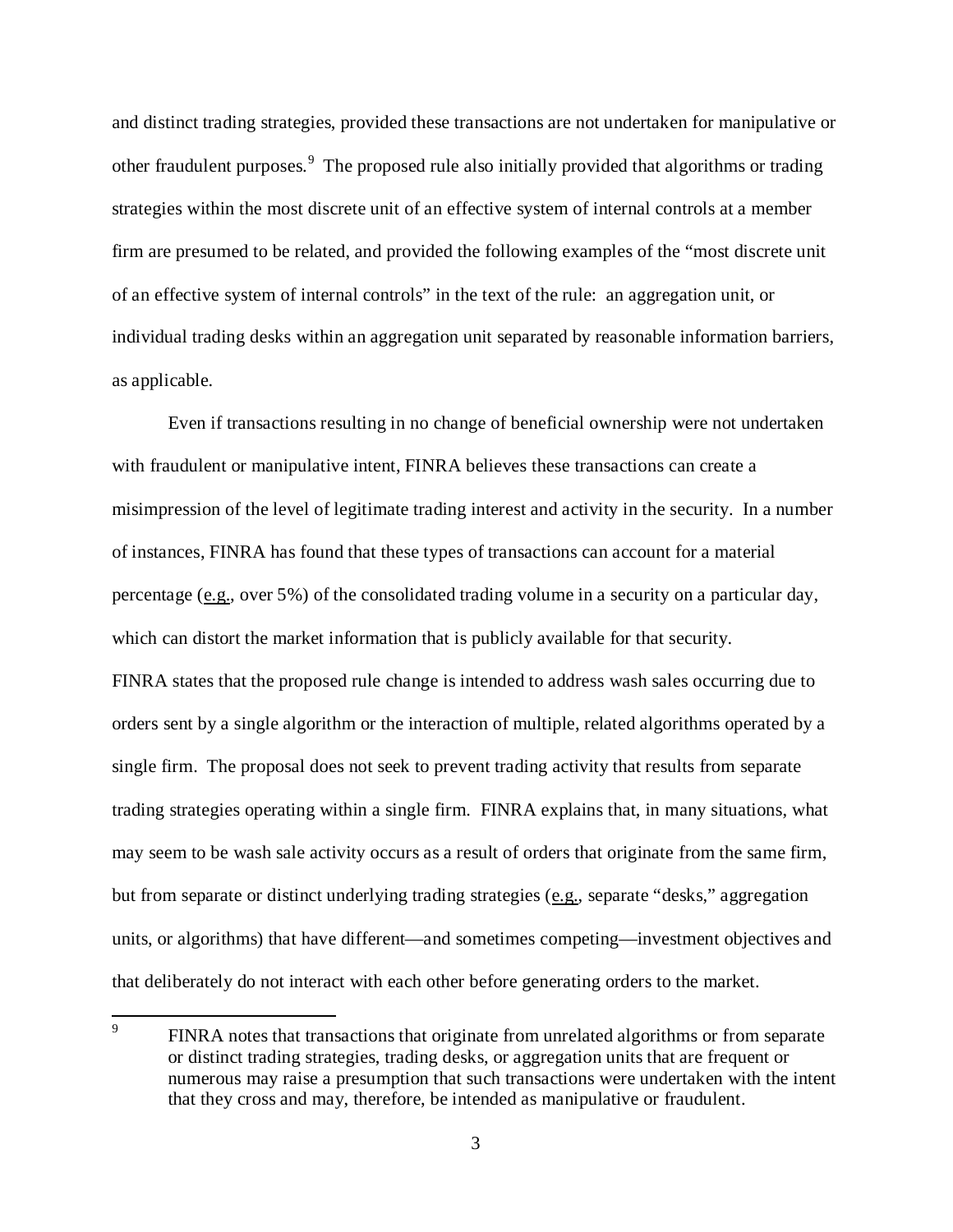and distinct trading strategies, provided these transactions are not undertaken for manipulative or other fraudulent purposes.[9] The proposed rule also initially provided that algorithms or trading strategies within the most discrete unit of an effective system of internal controls at a member firm are presumed to be related, and provided the following examples of the "most discrete unit of an effective system of internal controls" in the text of the rule: an aggregation unit, or individual trading desks within an aggregation unit separated by reasonable information barriers, as applicable.

Even if transactions resulting in no change of beneficial ownership were not undertaken with fraudulent or manipulative intent, FINRA believes these transactions can create a misimpression of the level of legitimate trading interest and activity in the security. In a number of instances, FINRA has found that these types of transactions can account for a material percentage (e.g., over 5%) of the consolidated trading volume in a security on a particular day, which can distort the market information that is publicly available for that security.

FINRA states that the proposed rule change is intended to address wash sales occurring due to orders sent by a single algorithm or the interaction of multiple, related algorithms operated by a single firm. The proposal does not seek to prevent trading activity that results from separate trading strategies operating within a single firm. FINRA explains that, in many situations, what may seem to be wash sale activity occurs as a result of orders that originate from the same firm, but from separate or distinct underlying trading strategies (e.g., separate "desks," aggregation units, or algorithms) that have different—and sometimes competing—investment objectives and that deliberately do not interact with each other before generating orders to the market.

---

[9] FINRA notes that transactions that originate from unrelated algorithms or from separate or distinct trading strategies, trading desks, or aggregation units that are frequent or numerous may raise a presumption that such transactions were undertaken with the intent that they cross and may, therefore, be intended as manipulative or fraudulent.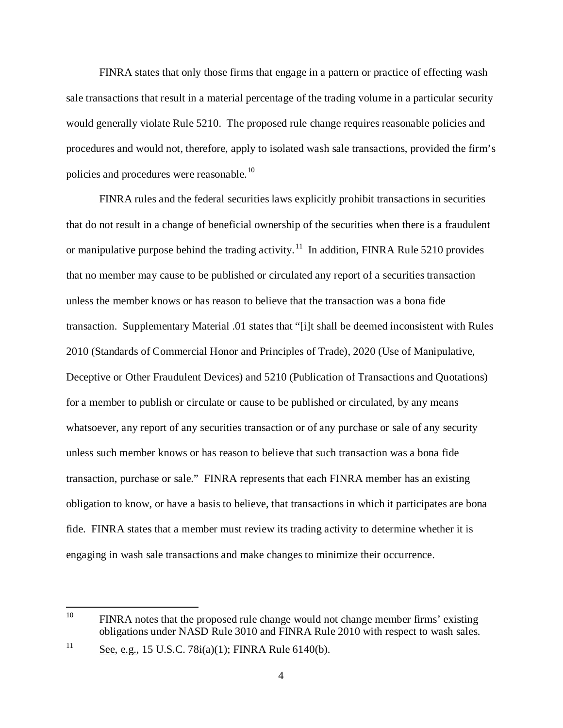FINRA states that only those firms that engage in a pattern or practice of effecting wash sale transactions that result in a material percentage of the trading volume in a particular security would generally violate Rule 5210. The proposed rule change requires reasonable policies and procedures and would not, therefore, apply to isolated wash sale transactions, provided the firm's policies and procedures were reasonable.[10]

FINRA rules and the federal securities laws explicitly prohibit transactions in securities that do not result in a change of beneficial ownership of the securities when there is a fraudulent or manipulative purpose behind the trading activity.[11] In addition, FINRA Rule 5210 provides that no member may cause to be published or circulated any report of a securities transaction unless the member knows or has reason to believe that the transaction was a bona fide transaction. Supplementary Material .01 states that "[i]t shall be deemed inconsistent with Rules 2010 (Standards of Commercial Honor and Principles of Trade), 2020 (Use of Manipulative, Deceptive or Other Fraudulent Devices) and 5210 (Publication of Transactions and Quotations) for a member to publish or circulate or cause to be published or circulated, by any means whatsoever, any report of any securities transaction or of any purchase or sale of any security unless such member knows or has reason to believe that such transaction was a bona fide transaction, purchase or sale." FINRA represents that each FINRA member has an existing obligation to know, or have a basis to believe, that transactions in which it participates are bona fide. FINRA states that a member must review its trading activity to determine whether it is engaging in wash sale transactions and make changes to minimize their occurrence.

---

[10] FINRA notes that the proposed rule change would not change member firms' existing obligations under NASD Rule 3010 and FINRA Rule 2010 with respect to wash sales.

[11] See, e.g., 15 U.S.C. 78i(a)(1); FINRA Rule 6140(b).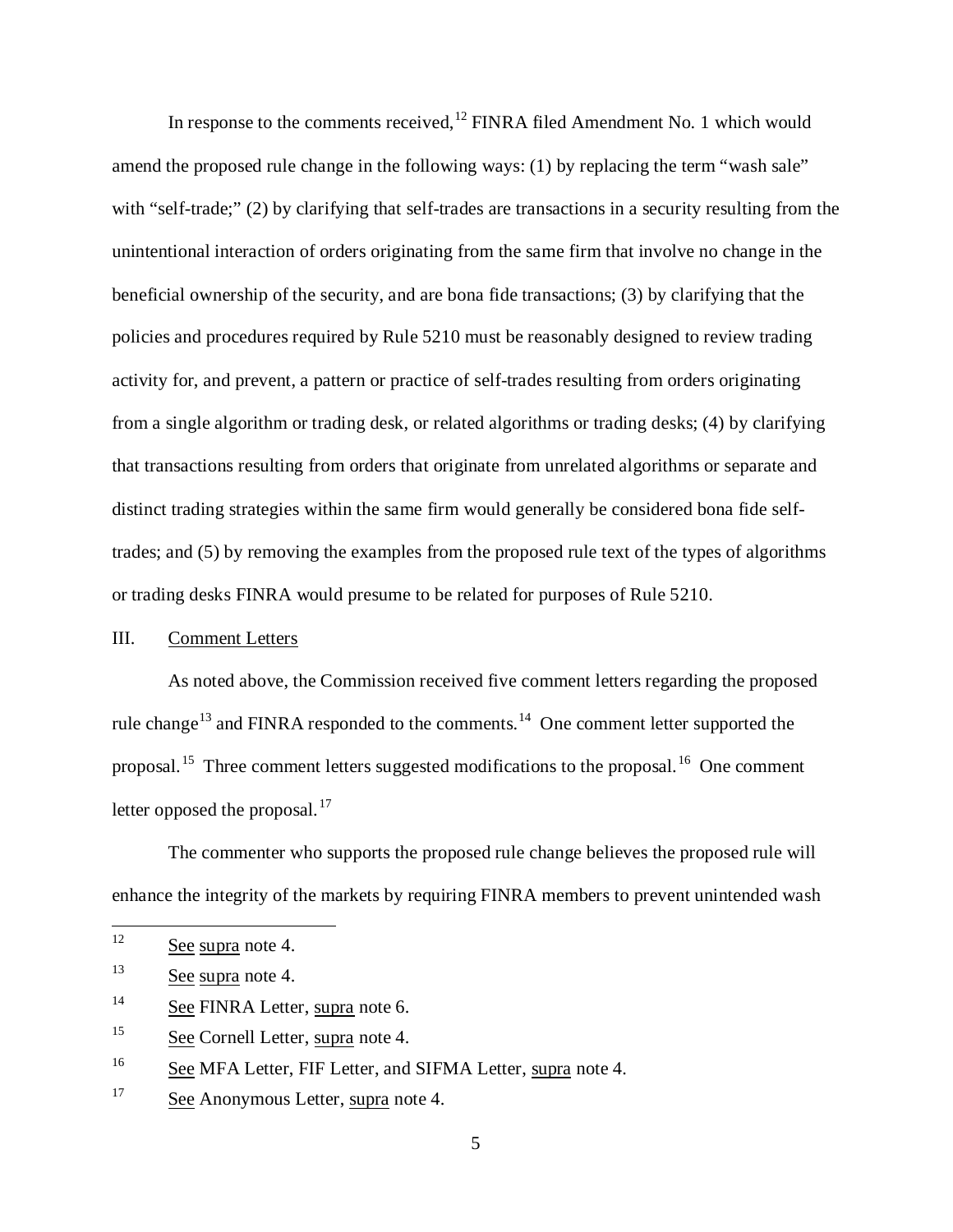In response to the comments received,[12] FINRA filed Amendment No. 1 which would amend the proposed rule change in the following ways: (1) by replacing the term "wash sale" with "self-trade;" (2) by clarifying that self-trades are transactions in a security resulting from the unintentional interaction of orders originating from the same firm that involve no change in the beneficial ownership of the security, and are bona fide transactions; (3) by clarifying that the policies and procedures required by Rule 5210 must be reasonably designed to review trading activity for, and prevent, a pattern or practice of self-trades resulting from orders originating from a single algorithm or trading desk, or related algorithms or trading desks; (4) by clarifying that transactions resulting from orders that originate from unrelated algorithms or separate and distinct trading strategies within the same firm would generally be considered bona fide self-trades; and (5) by removing the examples from the proposed rule text of the types of algorithms or trading desks FINRA would presume to be related for purposes of Rule 5210.

III. Comment Letters

As noted above, the Commission received five comment letters regarding the proposed rule change[13] and FINRA responded to the comments.[14] One comment letter supported the proposal.[15] Three comment letters suggested modifications to the proposal.[16] One comment letter opposed the proposal.[17]

The commenter who supports the proposed rule change believes the proposed rule will enhance the integrity of the markets by requiring FINRA members to prevent unintended wash

---

[12] See supra note 4.

[13] See supra note 4.

[14] See FINRA Letter, supra note 6.

[15] See Cornell Letter, supra note 4.

[16] See MFA Letter, FIF Letter, and SIFMA Letter, supra note 4.

[17] See Anonymous Letter, supra note 4.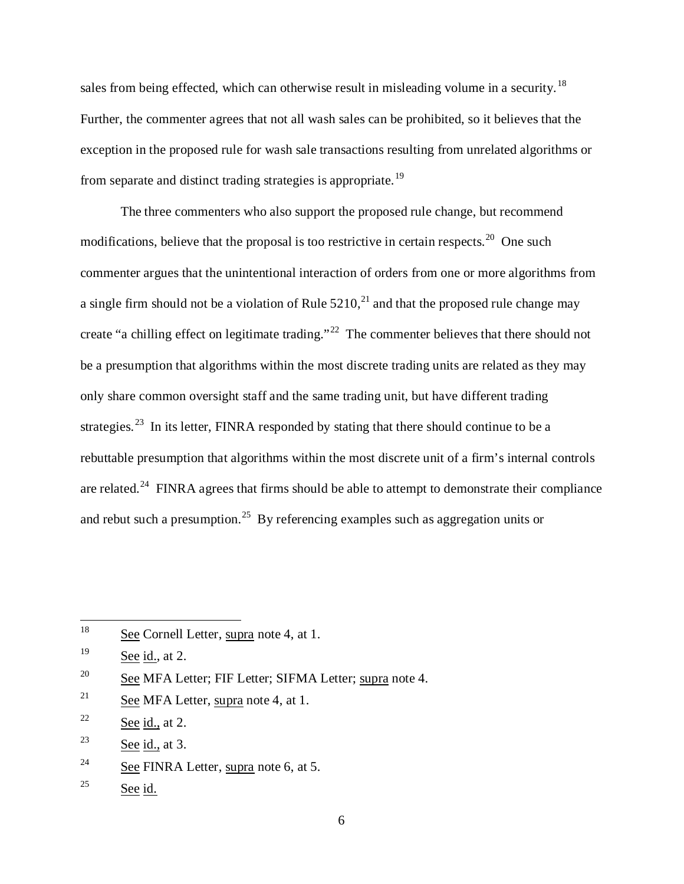sales from being effected, which can otherwise result in misleading volume in a security.[18] Further, the commenter agrees that not all wash sales can be prohibited, so it believes that the exception in the proposed rule for wash sale transactions resulting from unrelated algorithms or from separate and distinct trading strategies is appropriate.[19]

The three commenters who also support the proposed rule change, but recommend modifications, believe that the proposal is too restrictive in certain respects.[20] One such commenter argues that the unintentional interaction of orders from one or more algorithms from a single firm should not be a violation of Rule 5210,[21] and that the proposed rule change may create "a chilling effect on legitimate trading."[22] The commenter believes that there should not be a presumption that algorithms within the most discrete trading units are related as they may only share common oversight staff and the same trading unit, but have different trading strategies.[23] In its letter, FINRA responded by stating that there should continue to be a rebuttable presumption that algorithms within the most discrete unit of a firm's internal controls are related.[24] FINRA agrees that firms should be able to attempt to demonstrate their compliance and rebut such a presumption.[25] By referencing examples such as aggregation units or

---

[18] See Cornell Letter, supra note 4, at 1.

[19] See id., at 2.

[20] See MFA Letter; FIF Letter; SIFMA Letter; supra note 4.

[21] See MFA Letter, supra note 4, at 1.

[22] See id., at 2.

[23] See id., at 3.

[24] See FINRA Letter, supra note 6, at 5.

[25] See id.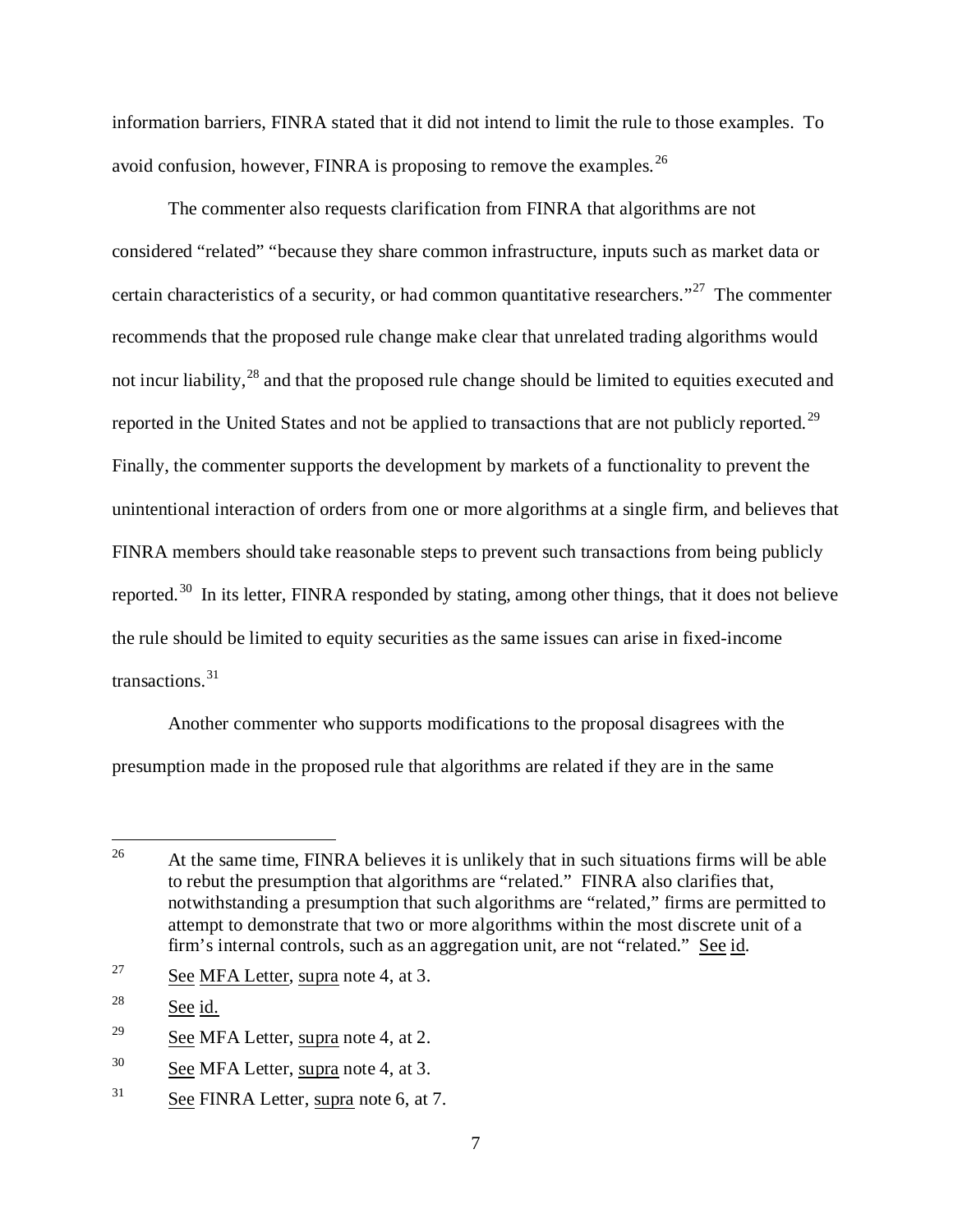information barriers, FINRA stated that it did not intend to limit the rule to those examples. To avoid confusion, however, FINRA is proposing to remove the examples.[26]

The commenter also requests clarification from FINRA that algorithms are not considered "related" "because they share common infrastructure, inputs such as market data or certain characteristics of a security, or had common quantitative researchers."[27] The commenter recommends that the proposed rule change make clear that unrelated trading algorithms would not incur liability,[28] and that the proposed rule change should be limited to equities executed and reported in the United States and not be applied to transactions that are not publicly reported.[29] Finally, the commenter supports the development by markets of a functionality to prevent the unintentional interaction of orders from one or more algorithms at a single firm, and believes that FINRA members should take reasonable steps to prevent such transactions from being publicly reported.[30] In its letter, FINRA responded by stating, among other things, that it does not believe the rule should be limited to equity securities as the same issues can arise in fixed-income transactions.[31]

Another commenter who supports modifications to the proposal disagrees with the presumption made in the proposed rule that algorithms are related if they are in the same

---

[26] At the same time, FINRA believes it is unlikely that in such situations firms will be able to rebut the presumption that algorithms are "related." FINRA also clarifies that, notwithstanding a presumption that such algorithms are "related," firms are permitted to attempt to demonstrate that two or more algorithms within the most discrete unit of a firm's internal controls, such as an aggregation unit, are not "related." See id.

[27] See MFA Letter, supra note 4, at 3.

[28] See id.

[29] See MFA Letter, supra note 4, at 2.

[30] See MFA Letter, supra note 4, at 3.

[31] See FINRA Letter, supra note 6, at 7.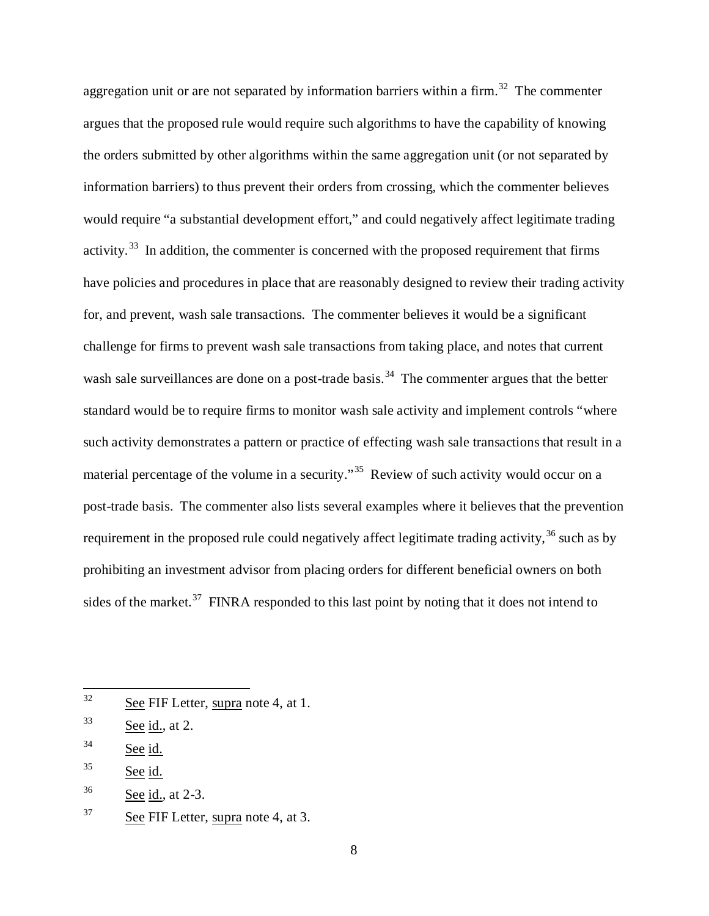aggregation unit or are not separated by information barriers within a firm.[32] The commenter argues that the proposed rule would require such algorithms to have the capability of knowing the orders submitted by other algorithms within the same aggregation unit (or not separated by information barriers) to thus prevent their orders from crossing, which the commenter believes would require "a substantial development effort," and could negatively affect legitimate trading activity.[33] In addition, the commenter is concerned with the proposed requirement that firms have policies and procedures in place that are reasonably designed to review their trading activity for, and prevent, wash sale transactions. The commenter believes it would be a significant challenge for firms to prevent wash sale transactions from taking place, and notes that current wash sale surveillances are done on a post-trade basis.[34] The commenter argues that the better standard would be to require firms to monitor wash sale activity and implement controls "where such activity demonstrates a pattern or practice of effecting wash sale transactions that result in a material percentage of the volume in a security."[35] Review of such activity would occur on a post-trade basis. The commenter also lists several examples where it believes that the prevention requirement in the proposed rule could negatively affect legitimate trading activity,[36] such as by prohibiting an investment advisor from placing orders for different beneficial owners on both sides of the market.[37] FINRA responded to this last point by noting that it does not intend to

---

[32] See FIF Letter, supra note 4, at 1.

[33] See id., at 2.

[34] See id.

[35] See id.

[36] See id., at 2-3.

[37] See FIF Letter, supra note 4, at 3.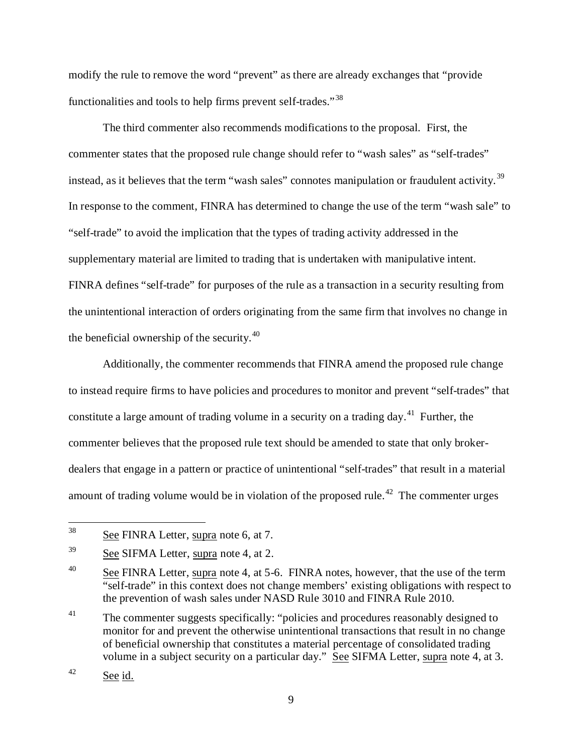modify the rule to remove the word "prevent" as there are already exchanges that "provide functionalities and tools to help firms prevent self-trades."[38]

The third commenter also recommends modifications to the proposal. First, the commenter states that the proposed rule change should refer to "wash sales" as "self-trades" instead, as it believes that the term "wash sales" connotes manipulation or fraudulent activity.[39] In response to the comment, FINRA has determined to change the use of the term "wash sale" to "self-trade" to avoid the implication that the types of trading activity addressed in the supplementary material are limited to trading that is undertaken with manipulative intent. FINRA defines "self-trade" for purposes of the rule as a transaction in a security resulting from the unintentional interaction of orders originating from the same firm that involves no change in the beneficial ownership of the security.[40]

Additionally, the commenter recommends that FINRA amend the proposed rule change to instead require firms to have policies and procedures to monitor and prevent "self-trades" that constitute a large amount of trading volume in a security on a trading day.[41] Further, the commenter believes that the proposed rule text should be amended to state that only broker-dealers that engage in a pattern or practice of unintentional "self-trades" that result in a material amount of trading volume would be in violation of the proposed rule.[42] The commenter urges

---

[38] See FINRA Letter, supra note 6, at 7.

[39] See SIFMA Letter, supra note 4, at 2.

[40] See FINRA Letter, supra note 4, at 5-6. FINRA notes, however, that the use of the term "self-trade" in this context does not change members' existing obligations with respect to the prevention of wash sales under NASD Rule 3010 and FINRA Rule 2010.

[41] The commenter suggests specifically: "policies and procedures reasonably designed to monitor for and prevent the otherwise unintentional transactions that result in no change of beneficial ownership that constitutes a material percentage of consolidated trading volume in a subject security on a particular day." See SIFMA Letter, supra note 4, at 3.

[42] See id.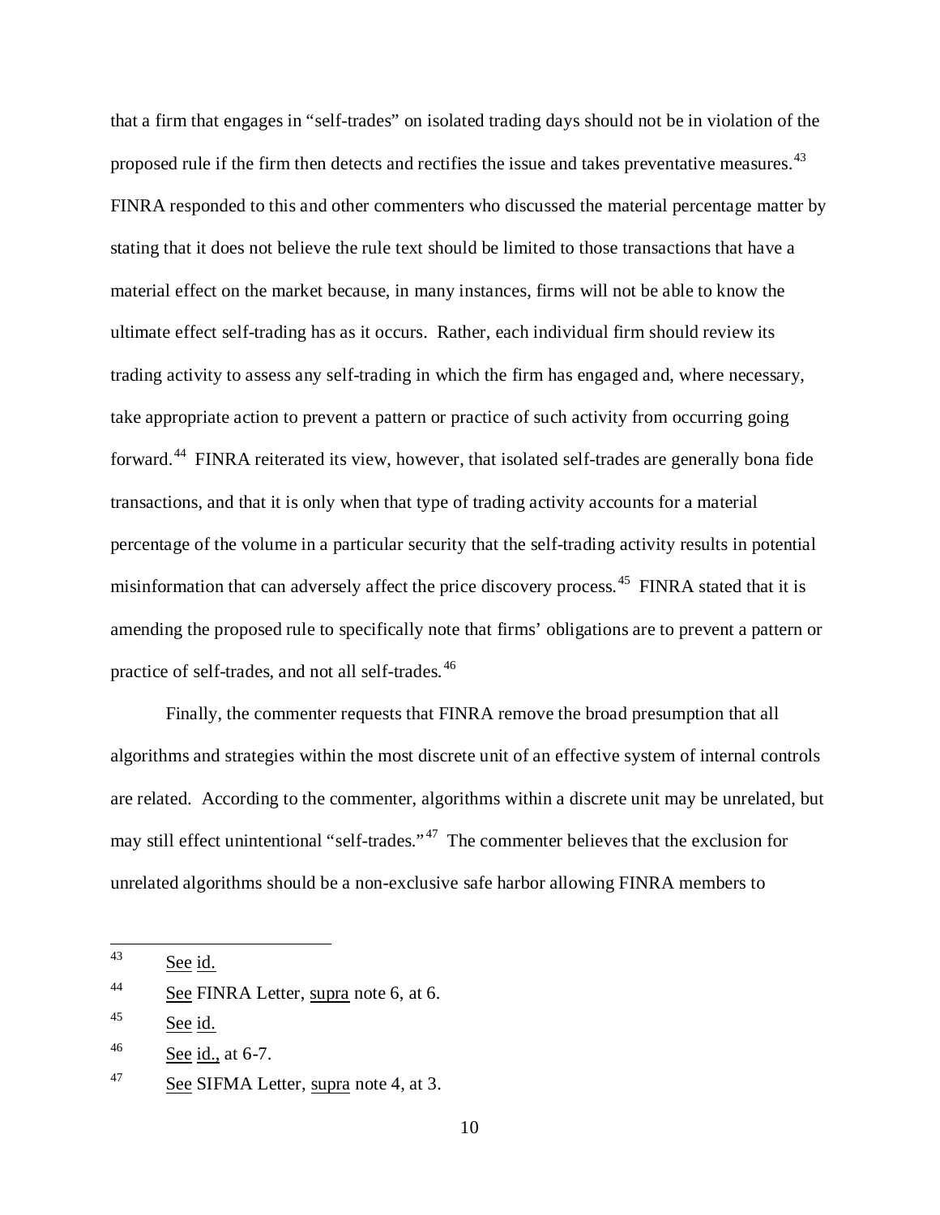that a firm that engages in "self-trades" on isolated trading days should not be in violation of the proposed rule if the firm then detects and rectifies the issue and takes preventative measures.[43] FINRA responded to this and other commenters who discussed the material percentage matter by stating that it does not believe the rule text should be limited to those transactions that have a material effect on the market because, in many instances, firms will not be able to know the ultimate effect self-trading has as it occurs. Rather, each individual firm should review its trading activity to assess any self-trading in which the firm has engaged and, where necessary, take appropriate action to prevent a pattern or practice of such activity from occurring going forward.[44] FINRA reiterated its view, however, that isolated self-trades are generally bona fide transactions, and that it is only when that type of trading activity accounts for a material percentage of the volume in a particular security that the self-trading activity results in potential misinformation that can adversely affect the price discovery process.[45] FINRA stated that it is amending the proposed rule to specifically note that firms' obligations are to prevent a pattern or practice of self-trades, and not all self-trades.[46]

Finally, the commenter requests that FINRA remove the broad presumption that all algorithms and strategies within the most discrete unit of an effective system of internal controls are related. According to the commenter, algorithms within a discrete unit may be unrelated, but may still effect unintentional "self-trades."[47] The commenter believes that the exclusion for unrelated algorithms should be a non-exclusive safe harbor allowing FINRA members to

---

[43] See id.

[44] See FINRA Letter, supra note 6, at 6.

[45] See id.

[46] See id., at 6-7.

[47] See SIFMA Letter, supra note 4, at 3.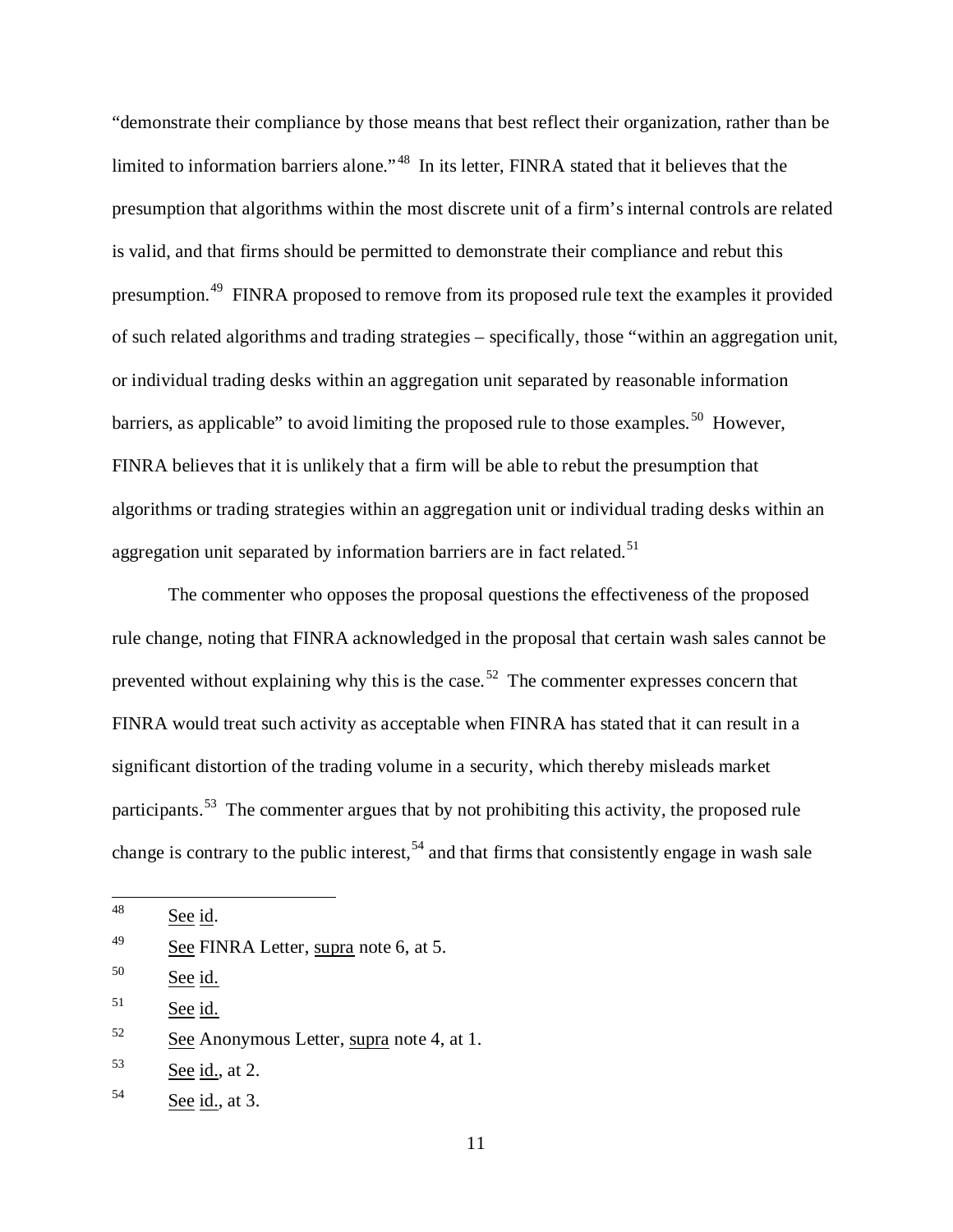"demonstrate their compliance by those means that best reflect their organization, rather than be limited to information barriers alone."[48] In its letter, FINRA stated that it believes that the presumption that algorithms within the most discrete unit of a firm's internal controls are related is valid, and that firms should be permitted to demonstrate their compliance and rebut this presumption.[49] FINRA proposed to remove from its proposed rule text the examples it provided of such related algorithms and trading strategies – specifically, those "within an aggregation unit, or individual trading desks within an aggregation unit separated by reasonable information barriers, as applicable" to avoid limiting the proposed rule to those examples.[50] However, FINRA believes that it is unlikely that a firm will be able to rebut the presumption that algorithms or trading strategies within an aggregation unit or individual trading desks within an aggregation unit separated by information barriers are in fact related.[51]

The commenter who opposes the proposal questions the effectiveness of the proposed rule change, noting that FINRA acknowledged in the proposal that certain wash sales cannot be prevented without explaining why this is the case.[52] The commenter expresses concern that FINRA would treat such activity as acceptable when FINRA has stated that it can result in a significant distortion of the trading volume in a security, which thereby misleads market participants.[53] The commenter argues that by not prohibiting this activity, the proposed rule change is contrary to the public interest,[54] and that firms that consistently engage in wash sale

---

[48] See id.

[49] See FINRA Letter, supra note 6, at 5.

[50] See id.

[51] See id.

[52] See Anonymous Letter, supra note 4, at 1.

[53] See id., at 2.

[54] See id., at 3.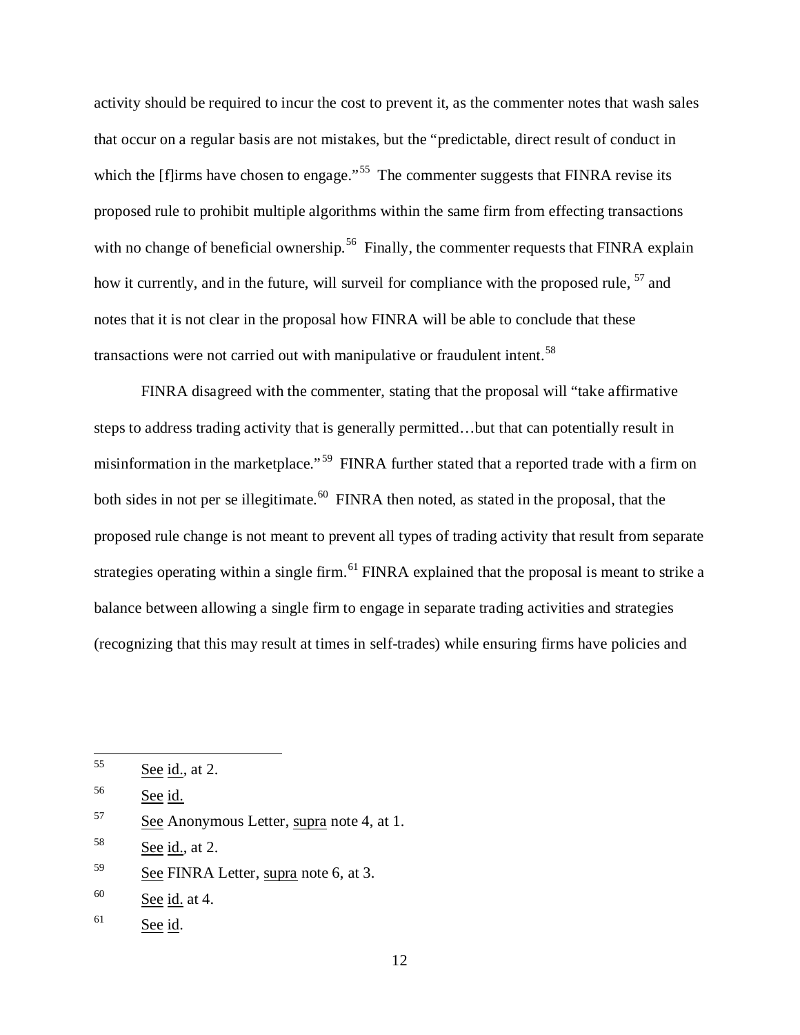activity should be required to incur the cost to prevent it, as the commenter notes that wash sales that occur on a regular basis are not mistakes, but the "predictable, direct result of conduct in which the [f]irms have chosen to engage."[55] The commenter suggests that FINRA revise its proposed rule to prohibit multiple algorithms within the same firm from effecting transactions with no change of beneficial ownership.[56] Finally, the commenter requests that FINRA explain how it currently, and in the future, will surveil for compliance with the proposed rule, [57] and notes that it is not clear in the proposal how FINRA will be able to conclude that these transactions were not carried out with manipulative or fraudulent intent.[58]

FINRA disagreed with the commenter, stating that the proposal will "take affirmative steps to address trading activity that is generally permitted…but that can potentially result in misinformation in the marketplace."[59] FINRA further stated that a reported trade with a firm on both sides in not per se illegitimate.[60] FINRA then noted, as stated in the proposal, that the proposed rule change is not meant to prevent all types of trading activity that result from separate strategies operating within a single firm.[61] FINRA explained that the proposal is meant to strike a balance between allowing a single firm to engage in separate trading activities and strategies (recognizing that this may result at times in self-trades) while ensuring firms have policies and

---

[55] See id., at 2.

[56] See id.

[57] See Anonymous Letter, supra note 4, at 1.

[58] See id., at 2.

[59] See FINRA Letter, supra note 6, at 3.

[60] See id. at 4.

[61] See id.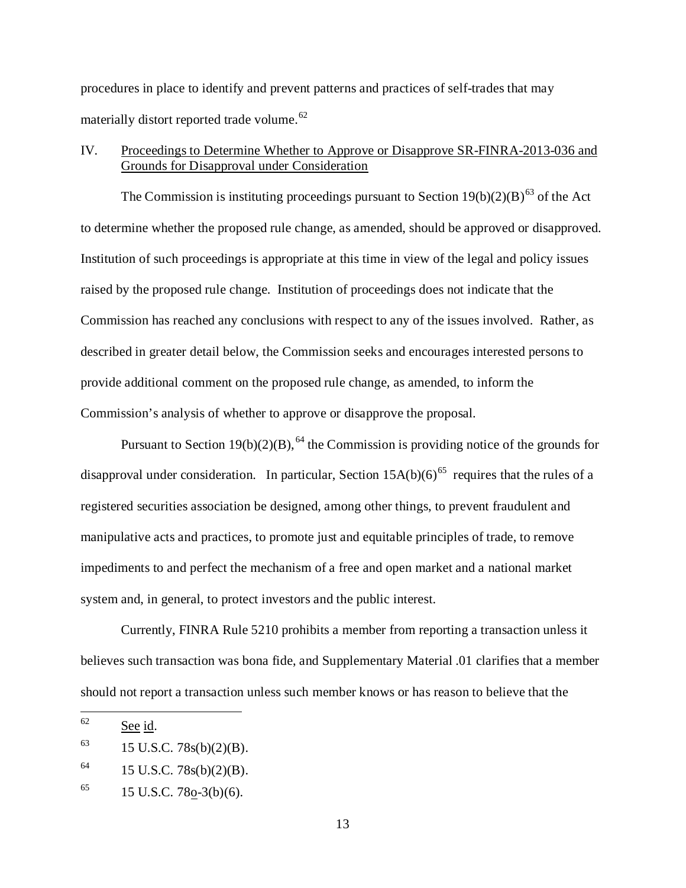procedures in place to identify and prevent patterns and practices of self-trades that may materially distort reported trade volume.[62]

## IV. Proceedings to Determine Whether to Approve or Disapprove SR-FINRA-2013-036 and Grounds for Disapproval under Consideration

The Commission is instituting proceedings pursuant to Section 19(b)(2)(B)[63] of the Act to determine whether the proposed rule change, as amended, should be approved or disapproved. Institution of such proceedings is appropriate at this time in view of the legal and policy issues raised by the proposed rule change. Institution of proceedings does not indicate that the Commission has reached any conclusions with respect to any of the issues involved. Rather, as described in greater detail below, the Commission seeks and encourages interested persons to provide additional comment on the proposed rule change, as amended, to inform the Commission's analysis of whether to approve or disapprove the proposal.

Pursuant to Section 19(b)(2)(B),[64] the Commission is providing notice of the grounds for disapproval under consideration. In particular, Section 15A(b)(6)[65] requires that the rules of a registered securities association be designed, among other things, to prevent fraudulent and manipulative acts and practices, to promote just and equitable principles of trade, to remove impediments to and perfect the mechanism of a free and open market and a national market system and, in general, to protect investors and the public interest.

Currently, FINRA Rule 5210 prohibits a member from reporting a transaction unless it believes such transaction was bona fide, and Supplementary Material .01 clarifies that a member should not report a transaction unless such member knows or has reason to believe that the

---

[62] See id.

[63] 15 U.S.C. 78s(b)(2)(B).

[64] 15 U.S.C. 78s(b)(2)(B).

[65] 15 U.S.C. 78o-3(b)(6).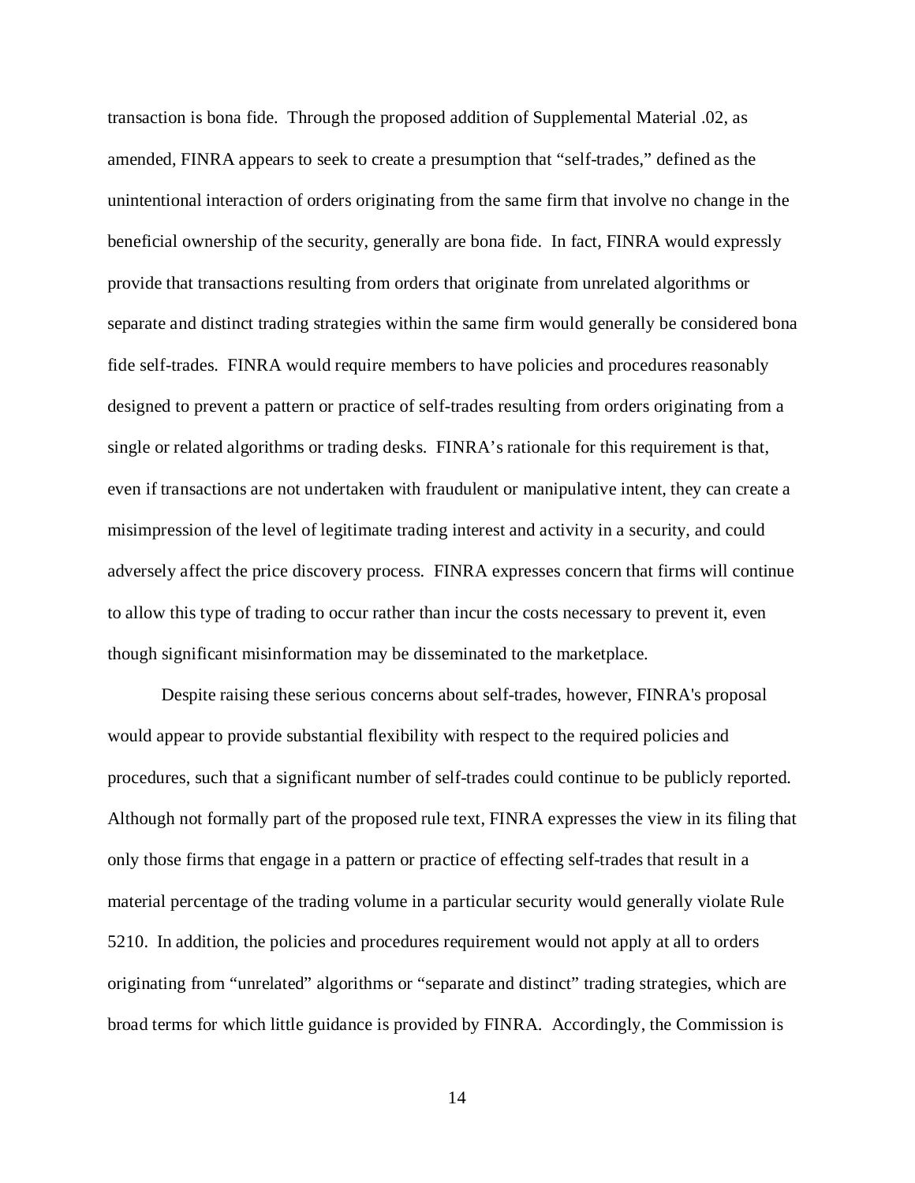transaction is bona fide. Through the proposed addition of Supplemental Material .02, as amended, FINRA appears to seek to create a presumption that "self-trades," defined as the unintentional interaction of orders originating from the same firm that involve no change in the beneficial ownership of the security, generally are bona fide. In fact, FINRA would expressly provide that transactions resulting from orders that originate from unrelated algorithms or separate and distinct trading strategies within the same firm would generally be considered bona fide self-trades. FINRA would require members to have policies and procedures reasonably designed to prevent a pattern or practice of self-trades resulting from orders originating from a single or related algorithms or trading desks. FINRA's rationale for this requirement is that, even if transactions are not undertaken with fraudulent or manipulative intent, they can create a misimpression of the level of legitimate trading interest and activity in a security, and could adversely affect the price discovery process. FINRA expresses concern that firms will continue to allow this type of trading to occur rather than incur the costs necessary to prevent it, even though significant misinformation may be disseminated to the marketplace.

Despite raising these serious concerns about self-trades, however, FINRA's proposal would appear to provide substantial flexibility with respect to the required policies and procedures, such that a significant number of self-trades could continue to be publicly reported. Although not formally part of the proposed rule text, FINRA expresses the view in its filing that only those firms that engage in a pattern or practice of effecting self-trades that result in a material percentage of the trading volume in a particular security would generally violate Rule 5210. In addition, the policies and procedures requirement would not apply at all to orders originating from "unrelated" algorithms or "separate and distinct" trading strategies, which are broad terms for which little guidance is provided by FINRA. Accordingly, the Commission is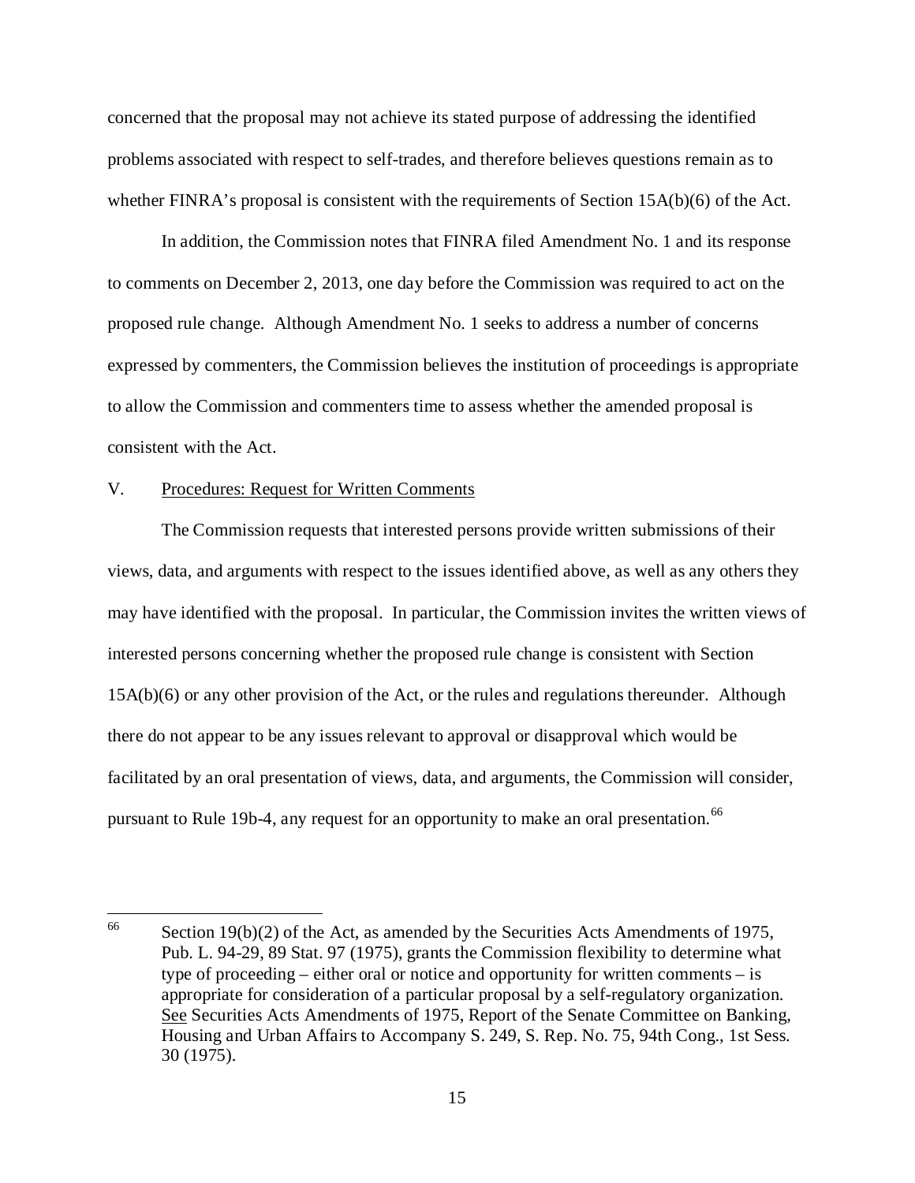concerned that the proposal may not achieve its stated purpose of addressing the identified problems associated with respect to self-trades, and therefore believes questions remain as to whether FINRA's proposal is consistent with the requirements of Section 15A(b)(6) of the Act.

In addition, the Commission notes that FINRA filed Amendment No. 1 and its response to comments on December 2, 2013, one day before the Commission was required to act on the proposed rule change. Although Amendment No. 1 seeks to address a number of concerns expressed by commenters, the Commission believes the institution of proceedings is appropriate to allow the Commission and commenters time to assess whether the amended proposal is consistent with the Act.

## V. Procedures: Request for Written Comments

The Commission requests that interested persons provide written submissions of their views, data, and arguments with respect to the issues identified above, as well as any others they may have identified with the proposal. In particular, the Commission invites the written views of interested persons concerning whether the proposed rule change is consistent with Section 15A(b)(6) or any other provision of the Act, or the rules and regulations thereunder. Although there do not appear to be any issues relevant to approval or disapproval which would be facilitated by an oral presentation of views, data, and arguments, the Commission will consider, pursuant to Rule 19b-4, any request for an opportunity to make an oral presentation.[66]

---

[66] Section 19(b)(2) of the Act, as amended by the Securities Acts Amendments of 1975, Pub. L. 94-29, 89 Stat. 97 (1975), grants the Commission flexibility to determine what type of proceeding – either oral or notice and opportunity for written comments – is appropriate for consideration of a particular proposal by a self-regulatory organization. See Securities Acts Amendments of 1975, Report of the Senate Committee on Banking, Housing and Urban Affairs to Accompany S. 249, S. Rep. No. 75, 94th Cong., 1st Sess. 30 (1975).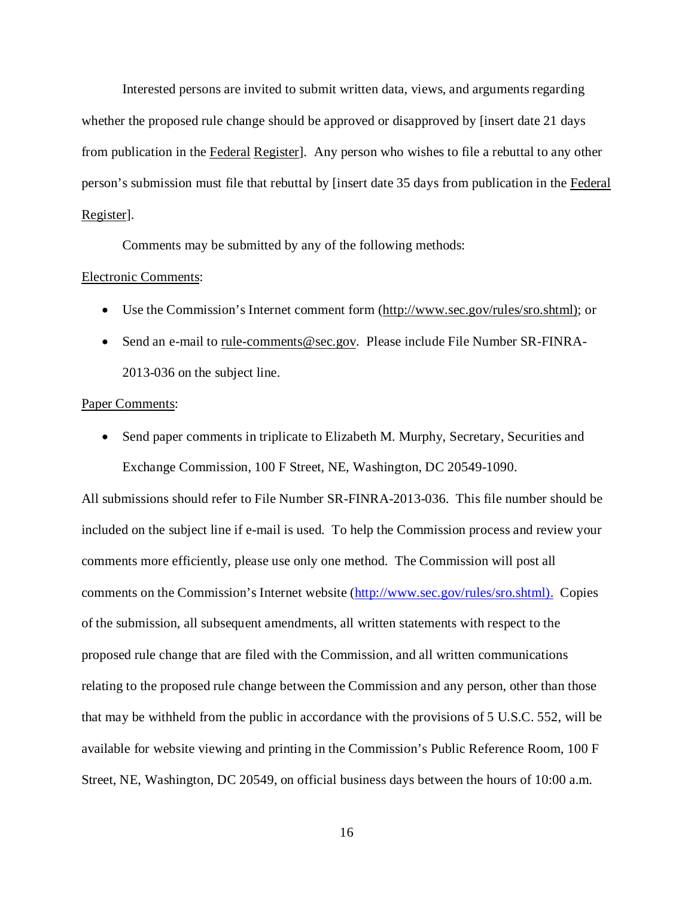Interested persons are invited to submit written data, views, and arguments regarding whether the proposed rule change should be approved or disapproved by [insert date 21 days from publication in the Federal Register]. Any person who wishes to file a rebuttal to any other person's submission must file that rebuttal by [insert date 35 days from publication in the Federal Register].

Comments may be submitted by any of the following methods:

Electronic Comments:

- Use the Commission's Internet comment form (http://www.sec.gov/rules/sro.shtml); or
- Send an e-mail to rule-comments@sec.gov. Please include File Number SR-FINRA-2013-036 on the subject line.

Paper Comments:

- Send paper comments in triplicate to Elizabeth M. Murphy, Secretary, Securities and Exchange Commission, 100 F Street, NE, Washington, DC 20549-1090.

All submissions should refer to File Number SR-FINRA-2013-036. This file number should be included on the subject line if e-mail is used. To help the Commission process and review your comments more efficiently, please use only one method. The Commission will post all comments on the Commission's Internet website (http://www.sec.gov/rules/sro.shtml). Copies of the submission, all subsequent amendments, all written statements with respect to the proposed rule change that are filed with the Commission, and all written communications relating to the proposed rule change between the Commission and any person, other than those that may be withheld from the public in accordance with the provisions of 5 U.S.C. 552, will be available for website viewing and printing in the Commission's Public Reference Room, 100 F Street, NE, Washington, DC 20549, on official business days between the hours of 10:00 a.m.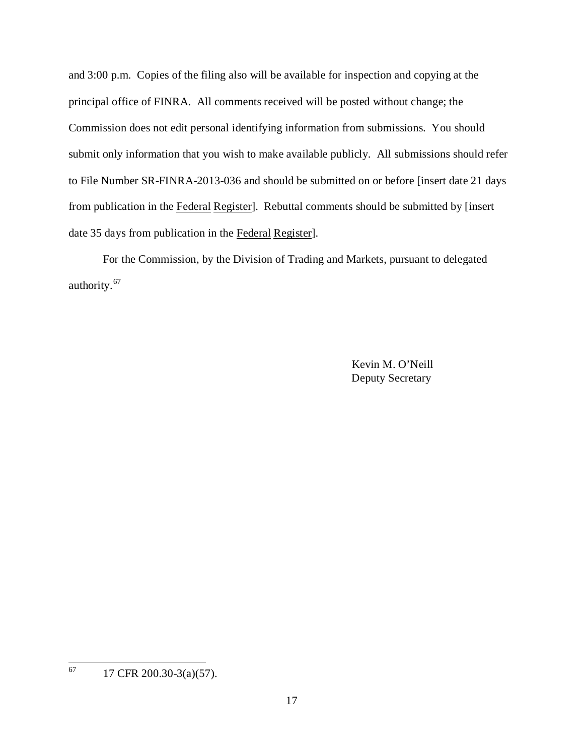and 3:00 p.m. Copies of the filing also will be available for inspection and copying at the principal office of FINRA. All comments received will be posted without change; the Commission does not edit personal identifying information from submissions. You should submit only information that you wish to make available publicly. All submissions should refer to File Number SR-FINRA-2013-036 and should be submitted on or before [insert date 21 days from publication in the Federal Register]. Rebuttal comments should be submitted by [insert date 35 days from publication in the Federal Register].

For the Commission, by the Division of Trading and Markets, pursuant to delegated authority.[67]

Kevin M. O'Neill
Deputy Secretary

---

[67] 17 CFR 200.30-3(a)(57).